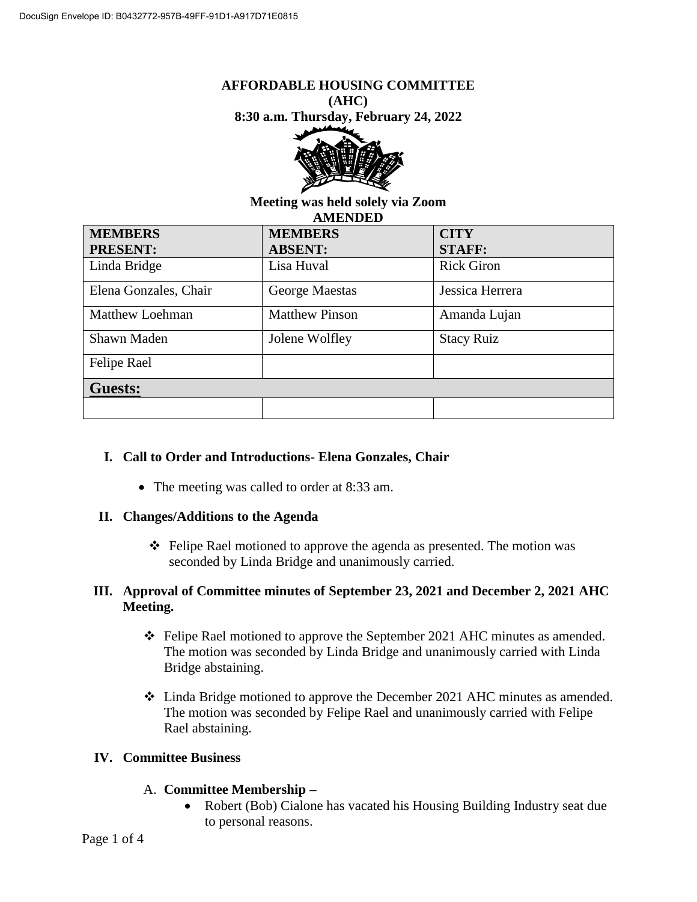DocuSign Envelope ID: B0432772-957B-49FF-91D1-A917D71E0815

**AFFORDABLE HOUSING COMMITTEE**
**(AHC)**
**8:30 a.m. Thursday, February 24, 2022**

**Meeting was held solely via Zoom**
**AMENDED**

| MEMBERS PRESENT: | MEMBERS ABSENT: | CITY STAFF: |
|---|---|---|
| Linda Bridge | Lisa Huval | Rick Giron |
| Elena Gonzales, Chair | George Maestas | Jessica Herrera |
| Matthew Loehman | Matthew Pinson | Amanda Lujan |
| Shawn Maden | Jolene Wolfley | Stacy Ruiz |
| Felipe Rael | | |
| **Guests:** | | |
| | | |

## I. Call to Order and Introductions- Elena Gonzales, Chair

- The meeting was called to order at 8:33 am.

## II. Changes/Additions to the Agenda

- Felipe Rael motioned to approve the agenda as presented. The motion was seconded by Linda Bridge and unanimously carried.

## III. Approval of Committee minutes of September 23, 2021 and December 2, 2021 AHC Meeting.

- Felipe Rael motioned to approve the September 2021 AHC minutes as amended. The motion was seconded by Linda Bridge and unanimously carried with Linda Bridge abstaining.

- Linda Bridge motioned to approve the December 2021 AHC minutes as amended. The motion was seconded by Felipe Rael and unanimously carried with Felipe Rael abstaining.

## IV. Committee Business

### A. Committee Membership –

- Robert (Bob) Cialone has vacated his Housing Building Industry seat due to personal reasons.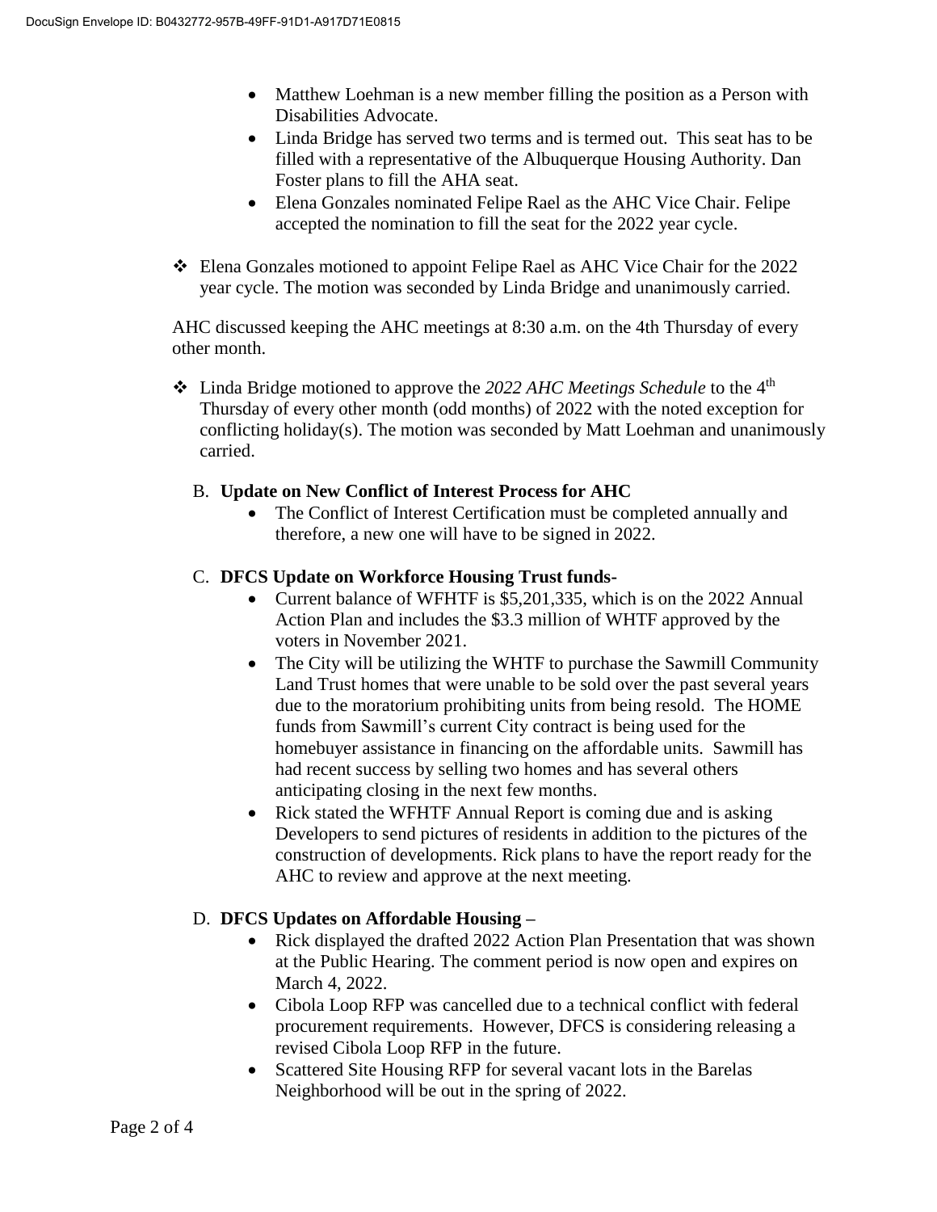- Matthew Loehman is a new member filling the position as a Person with Disabilities Advocate.
- Linda Bridge has served two terms and is termed out. This seat has to be filled with a representative of the Albuquerque Housing Authority. Dan Foster plans to fill the AHA seat.
- Elena Gonzales nominated Felipe Rael as the AHC Vice Chair. Felipe accepted the nomination to fill the seat for the 2022 year cycle.

❖ Elena Gonzales motioned to appoint Felipe Rael as AHC Vice Chair for the 2022 year cycle. The motion was seconded by Linda Bridge and unanimously carried.

AHC discussed keeping the AHC meetings at 8:30 a.m. on the 4th Thursday of every other month.

❖ Linda Bridge motioned to approve the *2022 AHC Meetings Schedule* to the 4th Thursday of every other month (odd months) of 2022 with the noted exception for conflicting holiday(s). The motion was seconded by Matt Loehman and unanimously carried.

B. **Update on New Conflict of Interest Process for AHC**
   - The Conflict of Interest Certification must be completed annually and therefore, a new one will have to be signed in 2022.

C. **DFCS Update on Workforce Housing Trust funds-**
   - Current balance of WFHTF is $5,201,335, which is on the 2022 Annual Action Plan and includes the $3.3 million of WHTF approved by the voters in November 2021.
   - The City will be utilizing the WHTF to purchase the Sawmill Community Land Trust homes that were unable to be sold over the past several years due to the moratorium prohibiting units from being resold. The HOME funds from Sawmill's current City contract is being used for the homebuyer assistance in financing on the affordable units. Sawmill has had recent success by selling two homes and has several others anticipating closing in the next few months.
   - Rick stated the WFHTF Annual Report is coming due and is asking Developers to send pictures of residents in addition to the pictures of the construction of developments. Rick plans to have the report ready for the AHC to review and approve at the next meeting.

D. **DFCS Updates on Affordable Housing –**
   - Rick displayed the drafted 2022 Action Plan Presentation that was shown at the Public Hearing. The comment period is now open and expires on March 4, 2022.
   - Cibola Loop RFP was cancelled due to a technical conflict with federal procurement requirements. However, DFCS is considering releasing a revised Cibola Loop RFP in the future.
   - Scattered Site Housing RFP for several vacant lots in the Barelas Neighborhood will be out in the spring of 2022.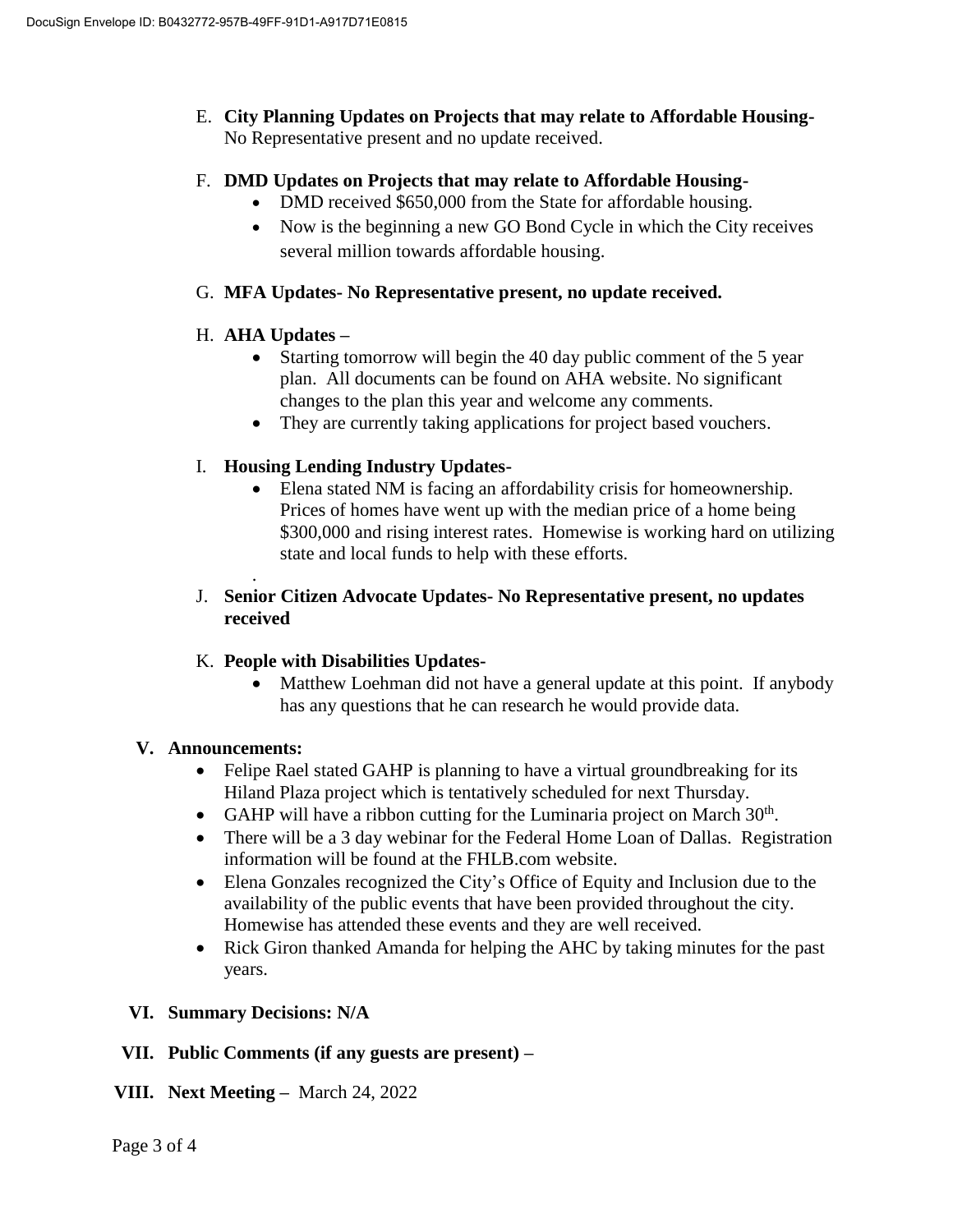E. **City Planning Updates on Projects that may relate to Affordable Housing-** No Representative present and no update received.

F. **DMD Updates on Projects that may relate to Affordable Housing-**
   - DMD received $650,000 from the State for affordable housing.
   - Now is the beginning a new GO Bond Cycle in which the City receives several million towards affordable housing.

G. **MFA Updates- No Representative present, no update received.**

H. **AHA Updates –**
   - Starting tomorrow will begin the 40 day public comment of the 5 year plan. All documents can be found on AHA website. No significant changes to the plan this year and welcome any comments.
   - They are currently taking applications for project based vouchers.

I. **Housing Lending Industry Updates-**
   - Elena stated NM is facing an affordability crisis for homeownership. Prices of homes have went up with the median price of a home being $300,000 and rising interest rates. Homewise is working hard on utilizing state and local funds to help with these efforts.

   .

J. **Senior Citizen Advocate Updates- No Representative present, no updates received**

K. **People with Disabilities Updates-**
   - Matthew Loehman did not have a general update at this point. If anybody has any questions that he can research he would provide data.

## V. Announcements:

- Felipe Rael stated GAHP is planning to have a virtual groundbreaking for its Hiland Plaza project which is tentatively scheduled for next Thursday.
- GAHP will have a ribbon cutting for the Luminaria project on March 30th.
- There will be a 3 day webinar for the Federal Home Loan of Dallas. Registration information will be found at the FHLB.com website.
- Elena Gonzales recognized the City's Office of Equity and Inclusion due to the availability of the public events that have been provided throughout the city. Homewise has attended these events and they are well received.
- Rick Giron thanked Amanda for helping the AHC by taking minutes for the past years.

## VI. Summary Decisions: N/A

## VII. Public Comments (if any guests are present) –

## VIII. Next Meeting – March 24, 2022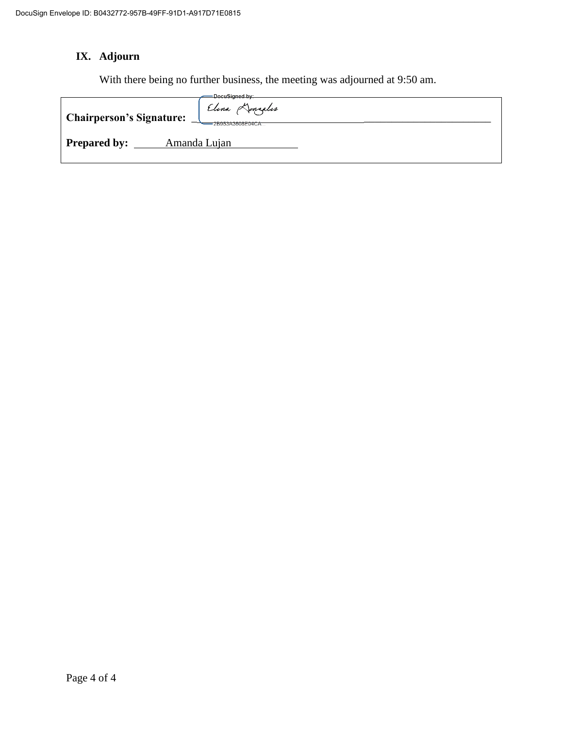## IX. Adjourn

With there being no further business, the meeting was adjourned at 9:50 am.

**Chairperson's Signature:** DocuSigned by: Elena Gonzales 2B953A3608E04CA

**Prepared by:** Amanda Lujan